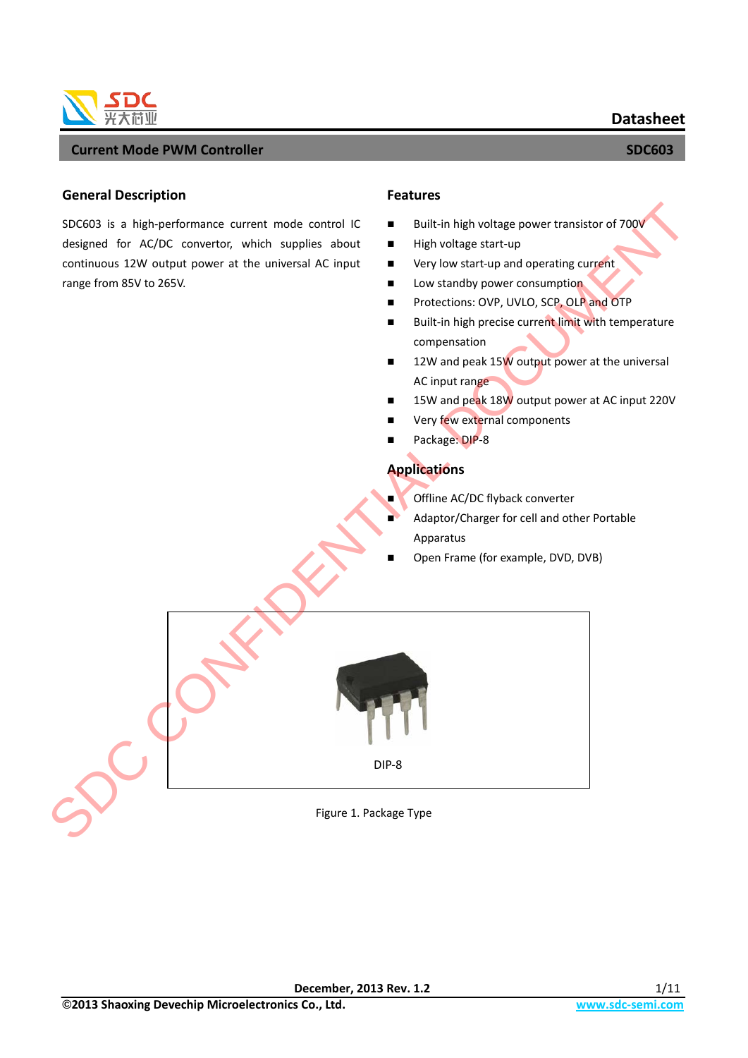# Current Mode PWM Controller

**SDC603**

## General Description

SDC603 is a high-performance current mode control IC designed for AC/DC convertor, which supplies about continuous 12W output power at the universal AC input range from 85V to 265V.

## Features

- Built-in high voltage power transistor of 700V
- High voltage start-up
- Very low start-up and operating current
- Low standby power consumption
- Protections: OVP, UVLO, SCP, OLP and OTP
- Built-in high precise current limit with temperature compensation
- 12W and peak 15W output power at the universal AC input range
- 15W and peak 18W output power at AC input 220V
- Very few external components
- Package: DIP-8

## Applications

- Offline AC/DC flyback converter
- Adaptor/Charger for cell and other Portable Apparatus
- Open Frame (for example, DVD, DVB)

DIP-8

Figure 1. Package Type

December, 2013 Rev. 1.2

©2013 Shaoxing Devechip Microelectronics Co., Ltd. www.sdc-semi.com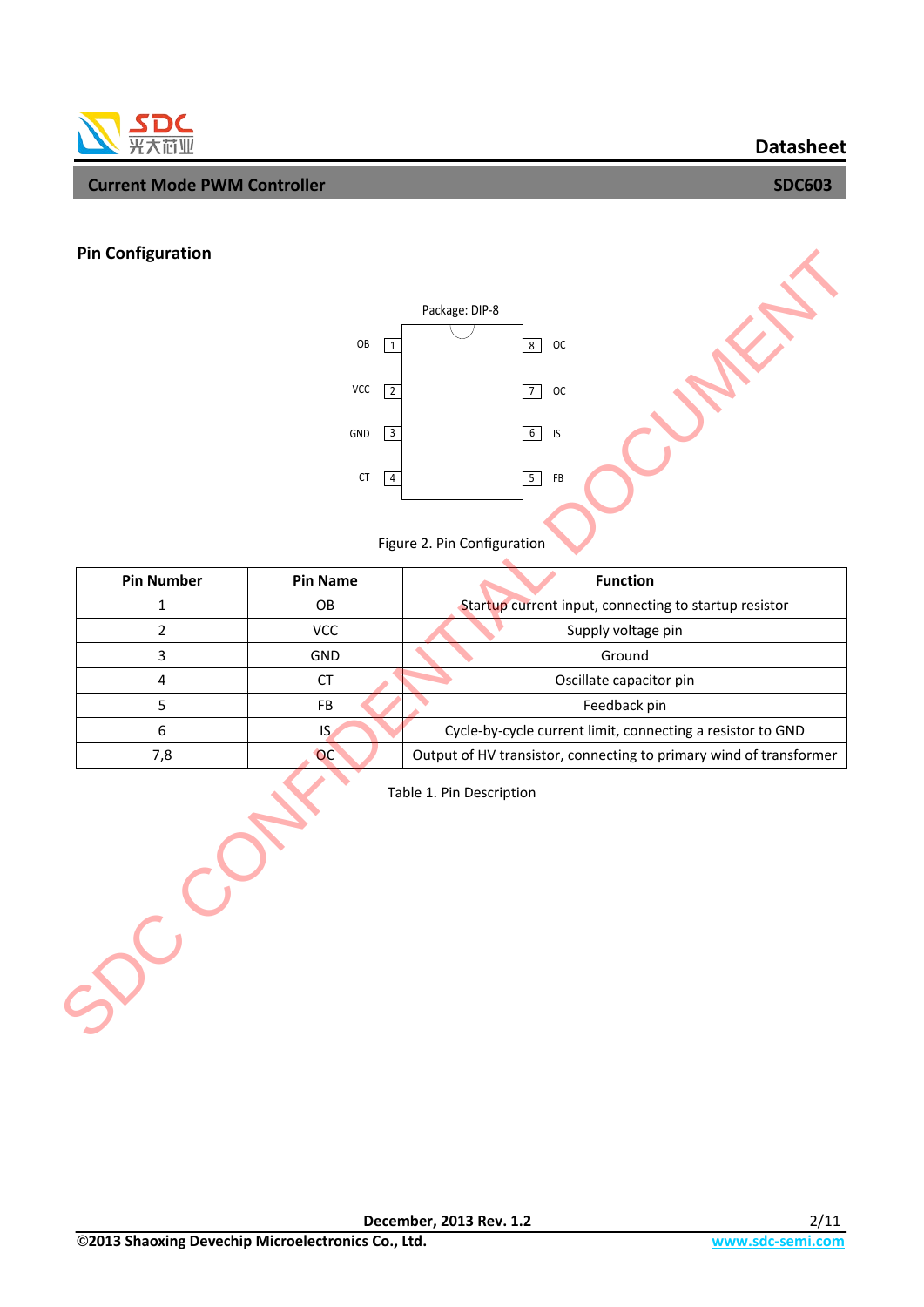## Pin Configuration

Package: DIP-8

| | Pin | Pin | |
|---|---|---|---|
| OB | 1 | 8 | OC |
| VCC | 2 | 7 | OC |
| GND | 3 | 6 | IS |
| CT | 4 | 5 | FB |

Figure 2. Pin Configuration

| Pin Number | Pin Name | Function |
|---|---|---|
| 1 | OB | Startup current input, connecting to startup resistor |
| 2 | VCC | Supply voltage pin |
| 3 | GND | Ground |
| 4 | CT | Oscillate capacitor pin |
| 5 | FB | Feedback pin |
| 6 | IS | Cycle-by-cycle current limit, connecting a resistor to GND |
| 7,8 | OC | Output of HV transistor, connecting to primary wind of transformer |

Table 1. Pin Description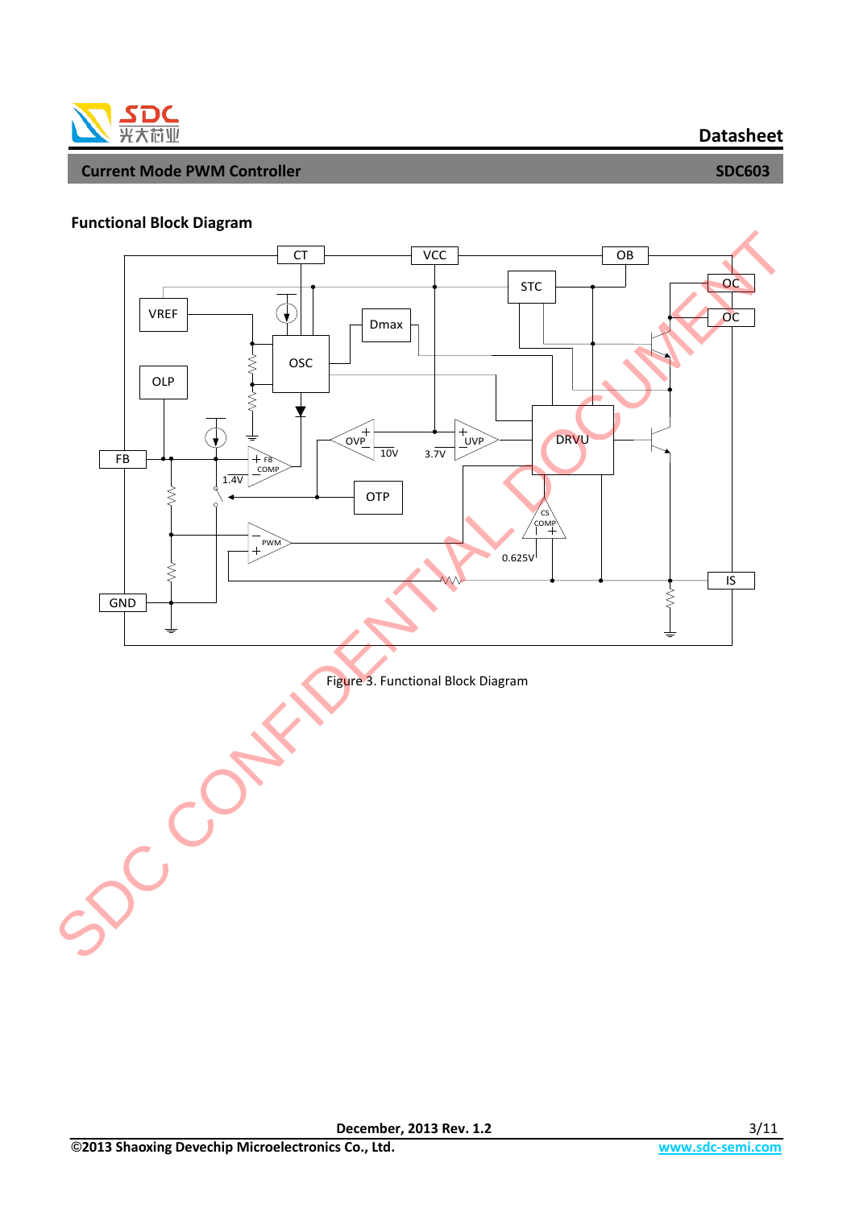## Functional Block Diagram

Figure 3. Functional Block Diagram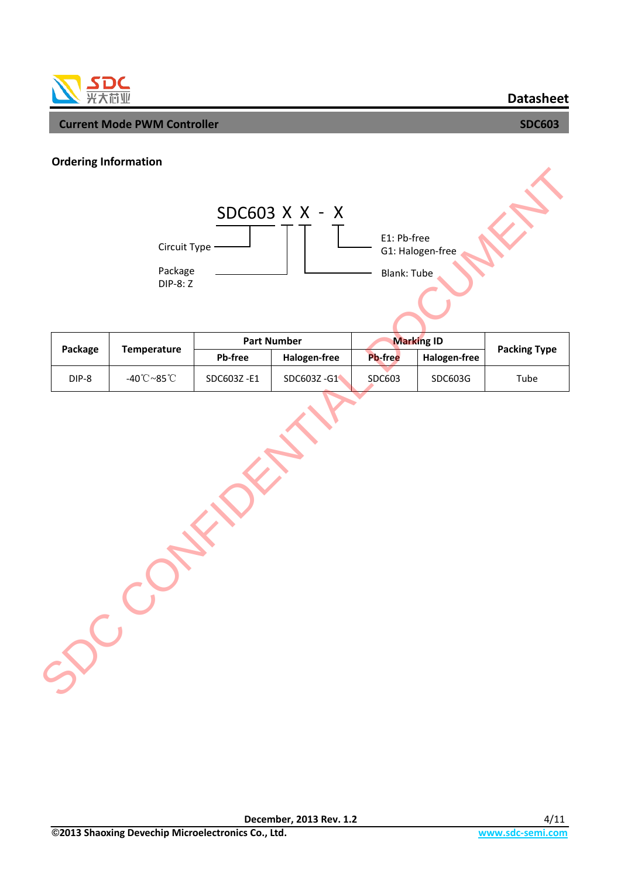## Ordering Information

SDC603 X X - X

- Circuit Type
- Package DIP-8: Z
- Blank: Tube
- E1: Pb-free
- G1: Halogen-free

| Package | Temperature | Part Number | | Marking ID | | Packing Type |
|---|---|---|---|---|---|---|
| | | Pb-free | Halogen-free | Pb-free | Halogen-free | |
| DIP-8 | -40℃~85℃ | SDC603Z -E1 | SDC603Z -G1 | SDC603 | SDC603G | Tube |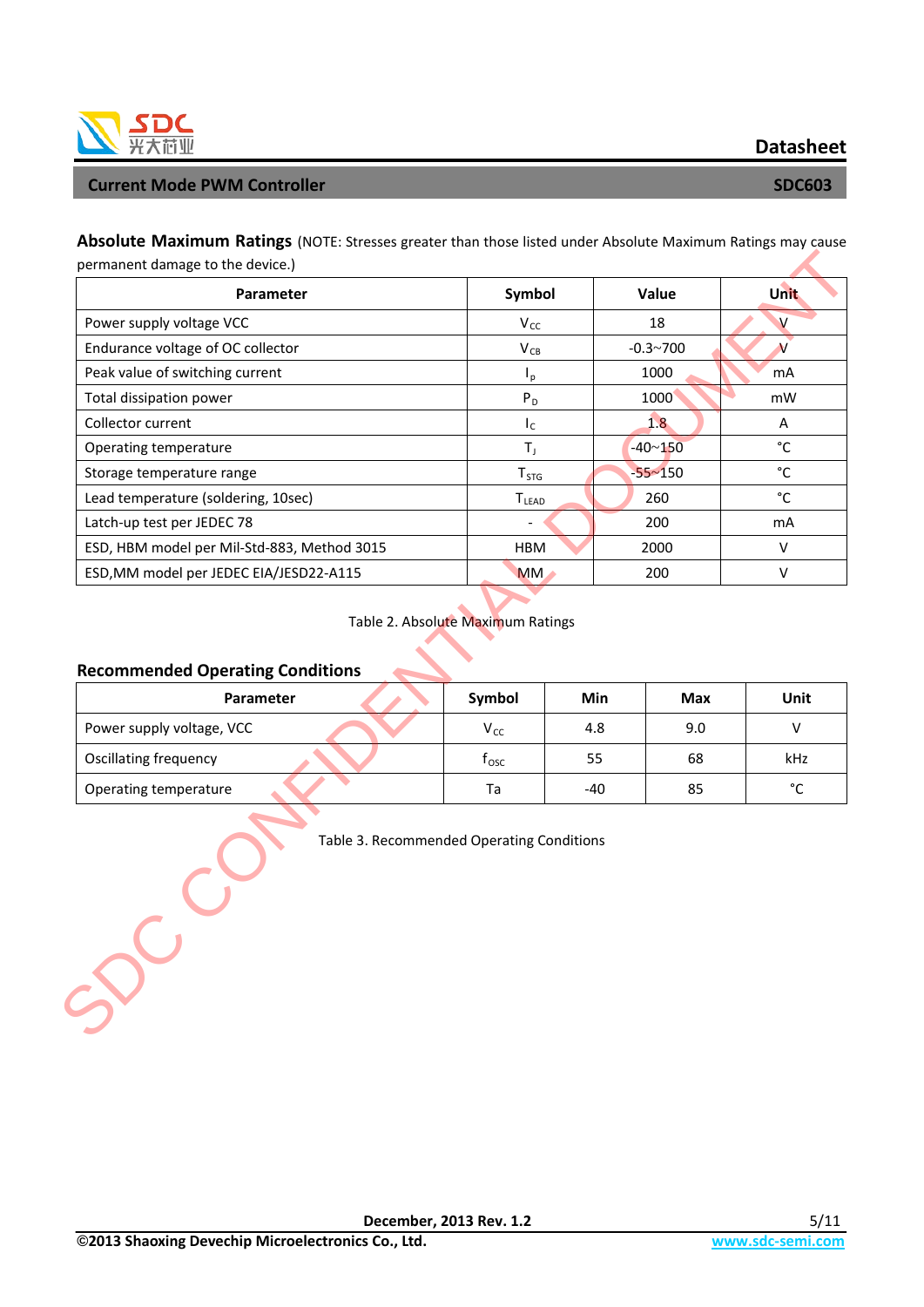**Absolute Maximum Ratings** (NOTE: Stresses greater than those listed under Absolute Maximum Ratings may cause permanent damage to the device.)

| Parameter | Symbol | Value | Unit |
|---|---|---|---|
| Power supply voltage VCC | $V_{CC}$ | 18 | V |
| Endurance voltage of OC collector | $V_{CB}$ | -0.3~700 | V |
| Peak value of switching current | $I_p$ | 1000 | mA |
| Total dissipation power | $P_D$ | 1000 | mW |
| Collector current | $I_C$ | 1.8 | A |
| Operating temperature | $T_J$ | -40~150 | ℃ |
| Storage temperature range | $T_{STG}$ | -55~150 | ℃ |
| Lead temperature (soldering, 10sec) | $T_{LEAD}$ | 260 | ℃ |
| Latch-up test per JEDEC 78 | - | 200 | mA |
| ESD, HBM model per Mil-Std-883, Method 3015 | HBM | 2000 | V |
| ESD,MM model per JEDEC EIA/JESD22-A115 | MM | 200 | V |

Table 2. Absolute Maximum Ratings

**Recommended Operating Conditions**

| Parameter | Symbol | Min | Max | Unit |
|---|---|---|---|---|
| Power supply voltage, VCC | $V_{CC}$ | 4.8 | 9.0 | V |
| Oscillating frequency | $f_{OSC}$ | 55 | 68 | kHz |
| Operating temperature | Ta | -40 | 85 | ℃ |

Table 3. Recommended Operating Conditions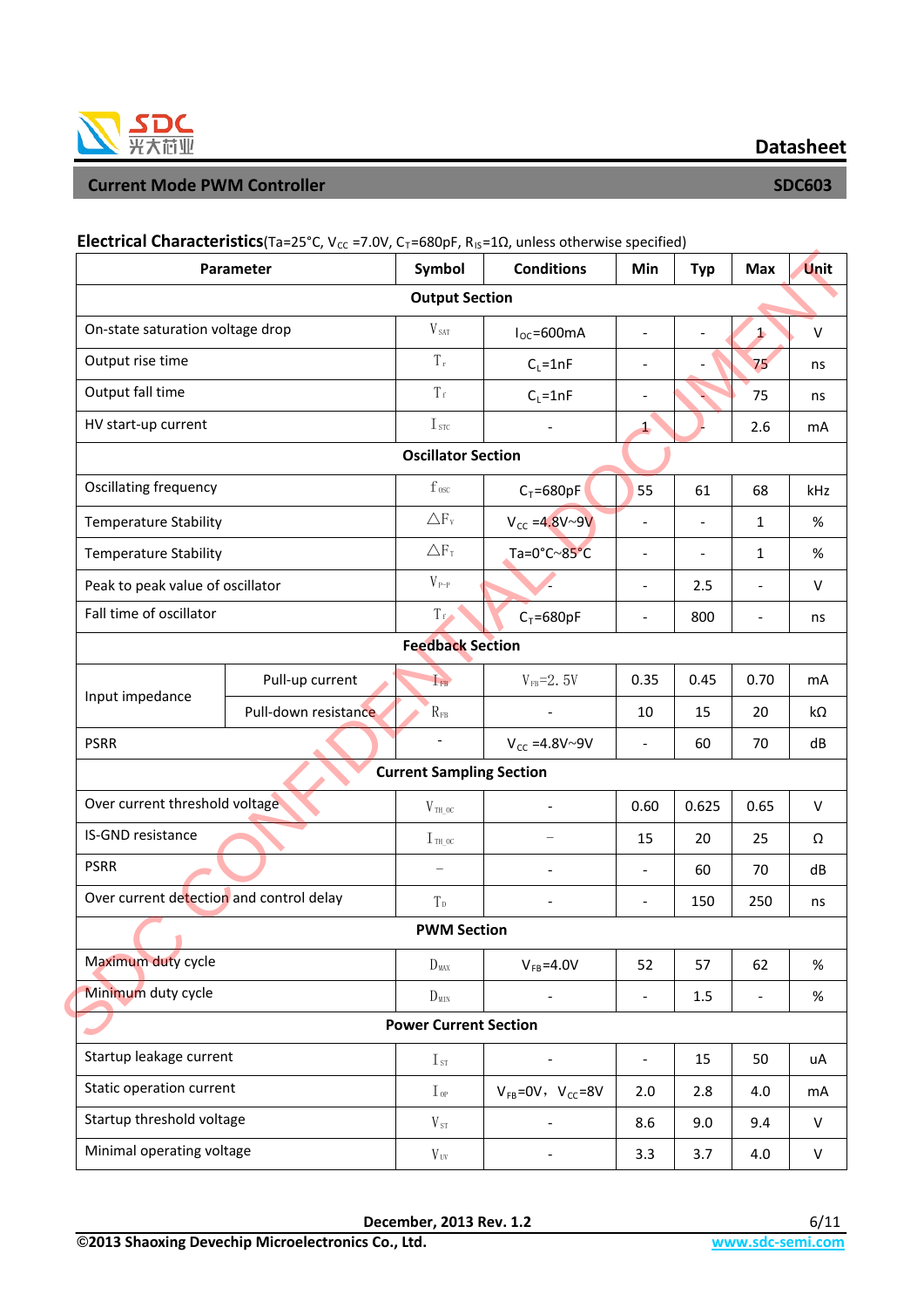## Electrical Characteristics (Ta=25°C, $V_{CC}$ =7.0V, $C_T$=680pF, $R_{IS}$=1Ω, unless otherwise specified)

| Parameter | | Symbol | Conditions | Min | Typ | Max | Unit |
|---|---|---|---|---|---|---|---|
| **Output Section** | | | | | | | |
| On-state saturation voltage drop | | $V_{SAT}$ | $I_{OC}$=600mA | - | - | 1 | V |
| Output rise time | | $T_r$ | $C_L$=1nF | - | - | 75 | ns |
| Output fall time | | $T_f$ | $C_L$=1nF | - | - | 75 | ns |
| HV start-up current | | $I_{STC}$ | - | 1 | - | 2.6 | mA |
| **Oscillator Section** | | | | | | | |
| Oscillating frequency | | $f_{OSC}$ | $C_T$=680pF | 55 | 61 | 68 | kHz |
| Temperature Stability | | $\triangle F_V$ | $V_{CC}$ =4.8V~9V | - | - | 1 | % |
| Temperature Stability | | $\triangle F_T$ | Ta=0°C~85°C | - | - | 1 | % |
| Peak to peak value of oscillator | | $V_{P-P}$ | - | - | 2.5 | - | V |
| Fall time of oscillator | | $T_f$ | $C_T$=680pF | - | 800 | - | ns |
| **Feedback Section** | | | | | | | |
| Input impedance | Pull-up current | $I_{FB}$ | $V_{FB}$=2.5V | 0.35 | 0.45 | 0.70 | mA |
| | Pull-down resistance | $R_{FB}$ | - | 10 | 15 | 20 | kΩ |
| PSRR | | - | $V_{CC}$ =4.8V~9V | - | 60 | 70 | dB |
| **Current Sampling Section** | | | | | | | |
| Over current threshold voltage | | $V_{TH\_OC}$ | - | 0.60 | 0.625 | 0.65 | V |
| IS-GND resistance | | $I_{TH\_OC}$ | – | 15 | 20 | 25 | Ω |
| PSRR | | – | - | - | 60 | 70 | dB |
| Over current detection and control delay | | $T_D$ | - | - | 150 | 250 | ns |
| **PWM Section** | | | | | | | |
| Maximum duty cycle | | $D_{MAX}$ | $V_{FB}$=4.0V | 52 | 57 | 62 | % |
| Minimum duty cycle | | $D_{MIN}$ | - | - | 1.5 | - | % |
| **Power Current Section** | | | | | | | |
| Startup leakage current | | $I_{ST}$ | - | - | 15 | 50 | uA |
| Static operation current | | $I_{OP}$ | $V_{FB}$=0V，$V_{CC}$=8V | 2.0 | 2.8 | 4.0 | mA |
| Startup threshold voltage | | $V_{ST}$ | - | 8.6 | 9.0 | 9.4 | V |
| Minimal operating voltage | | $V_{UV}$ | - | 3.3 | 3.7 | 4.0 | V |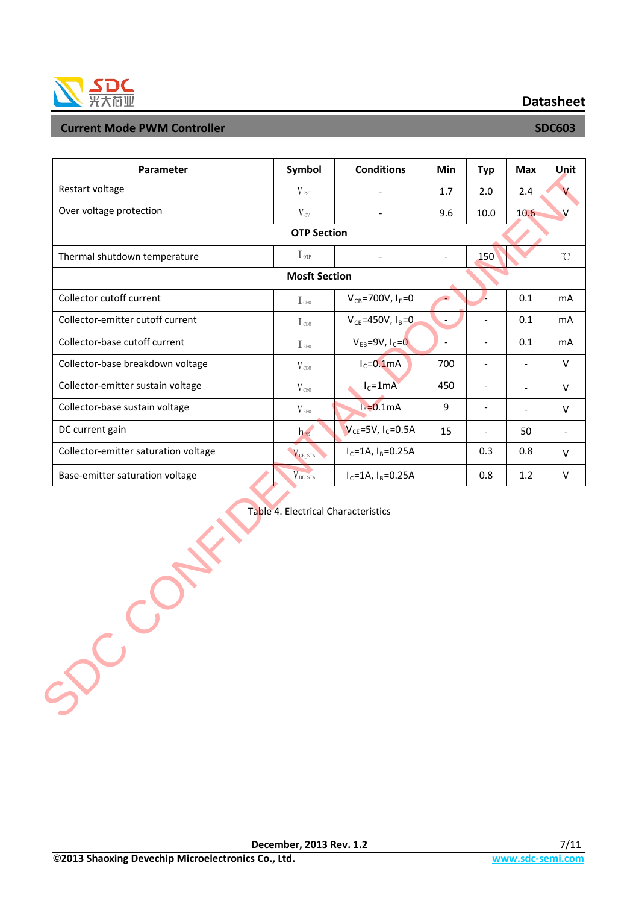| Parameter | Symbol | Conditions | Min | Typ | Max | Unit |
|---|---|---|---|---|---|---|
| Restart voltage | $V_{RST}$ | - | 1.7 | 2.0 | 2.4 | V |
| Over voltage protection | $V_{OV}$ | - | 9.6 | 10.0 | 10.6 | V |
| **OTP Section** | | | | | | |
| Thermal shutdown temperature | $T_{OTP}$ | - | - | 150 | - | ℃ |
| **Mosft Section** | | | | | | |
| Collector cutoff current | $I_{CBO}$ | $V_{CB}$=700V, $I_E$=0 | - | - | 0.1 | mA |
| Collector-emitter cutoff current | $I_{CEO}$ | $V_{CE}$=450V, $I_B$=0 | - | - | 0.1 | mA |
| Collector-base cutoff current | $I_{EBO}$ | $V_{EB}$=9V, $I_C$=0 | - | - | 0.1 | mA |
| Collector-base breakdown voltage | $V_{CBO}$ | $I_C$=0.1mA | 700 | - | - | V |
| Collector-emitter sustain voltage | $V_{CEO}$ | $I_C$=1mA | 450 | - | - | V |
| Collector-base sustain voltage | $V_{EBO}$ | $I_E$=0.1mA | 9 | - | - | V |
| DC current gain | $h_{FE}$ | $V_{CE}$=5V, $I_C$=0.5A | 15 | - | 50 | - |
| Collector-emitter saturation voltage | $V_{CE\_STA}$ | $I_C$=1A, $I_B$=0.25A | | 0.3 | 0.8 | V |
| Base-emitter saturation voltage | $V_{BE\_STA}$ | $I_C$=1A, $I_B$=0.25A | | 0.8 | 1.2 | V |

Table 4. Electrical Characteristics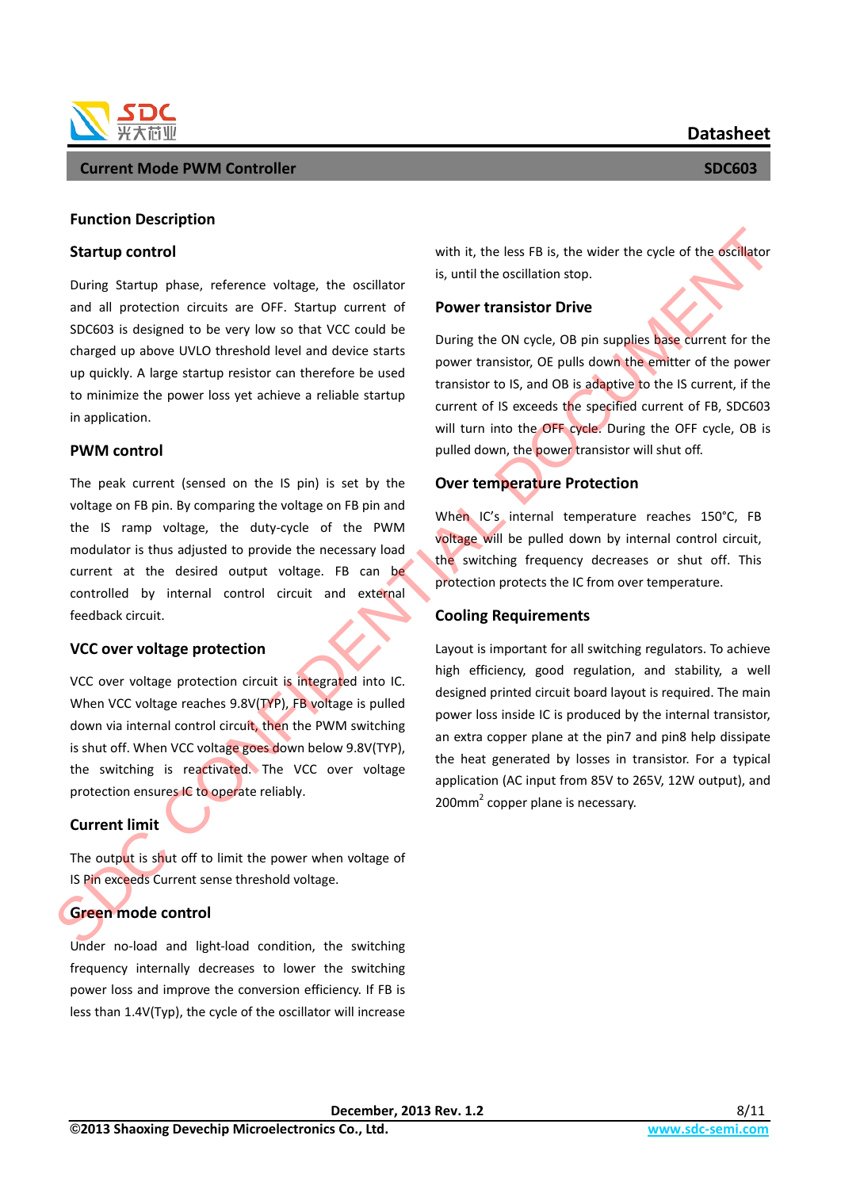## Function Description

### Startup control

During Startup phase, reference voltage, the oscillator and all protection circuits are OFF. Startup current of SDC603 is designed to be very low so that VCC could be charged up above UVLO threshold level and device starts up quickly. A large startup resistor can therefore be used to minimize the power loss yet achieve a reliable startup in application.

### PWM control

The peak current (sensed on the IS pin) is set by the voltage on FB pin. By comparing the voltage on FB pin and the IS ramp voltage, the duty-cycle of the PWM modulator is thus adjusted to provide the necessary load current at the desired output voltage. FB can be controlled by internal control circuit and external feedback circuit.

### VCC over voltage protection

VCC over voltage protection circuit is integrated into IC. When VCC voltage reaches 9.8V(TYP), FB voltage is pulled down via internal control circuit, then the PWM switching is shut off. When VCC voltage goes down below 9.8V(TYP), the switching is reactivated. The VCC over voltage protection ensures IC to operate reliably.

### Current limit

The output is shut off to limit the power when voltage of IS Pin exceeds Current sense threshold voltage.

### Green mode control

Under no-load and light-load condition, the switching frequency internally decreases to lower the switching power loss and improve the conversion efficiency. If FB is less than 1.4V(Typ), the cycle of the oscillator will increase with it, the less FB is, the wider the cycle of the oscillator is, until the oscillation stop.

### Power transistor Drive

During the ON cycle, OB pin supplies base current for the power transistor, OE pulls down the emitter of the power transistor to IS, and OB is adaptive to the IS current, if the current of IS exceeds the specified current of FB, SDC603 will turn into the OFF cycle. During the OFF cycle, OB is pulled down, the power transistor will shut off.

### Over temperature Protection

When IC's internal temperature reaches 150°C, FB voltage will be pulled down by internal control circuit, the switching frequency decreases or shut off. This protection protects the IC from over temperature.

### Cooling Requirements

Layout is important for all switching regulators. To achieve high efficiency, good regulation, and stability, a well designed printed circuit board layout is required. The main power loss inside IC is produced by the internal transistor, an extra copper plane at the pin7 and pin8 help dissipate the heat generated by losses in transistor. For a typical application (AC input from 85V to 265V, 12W output), and 200mm$^2$ copper plane is necessary.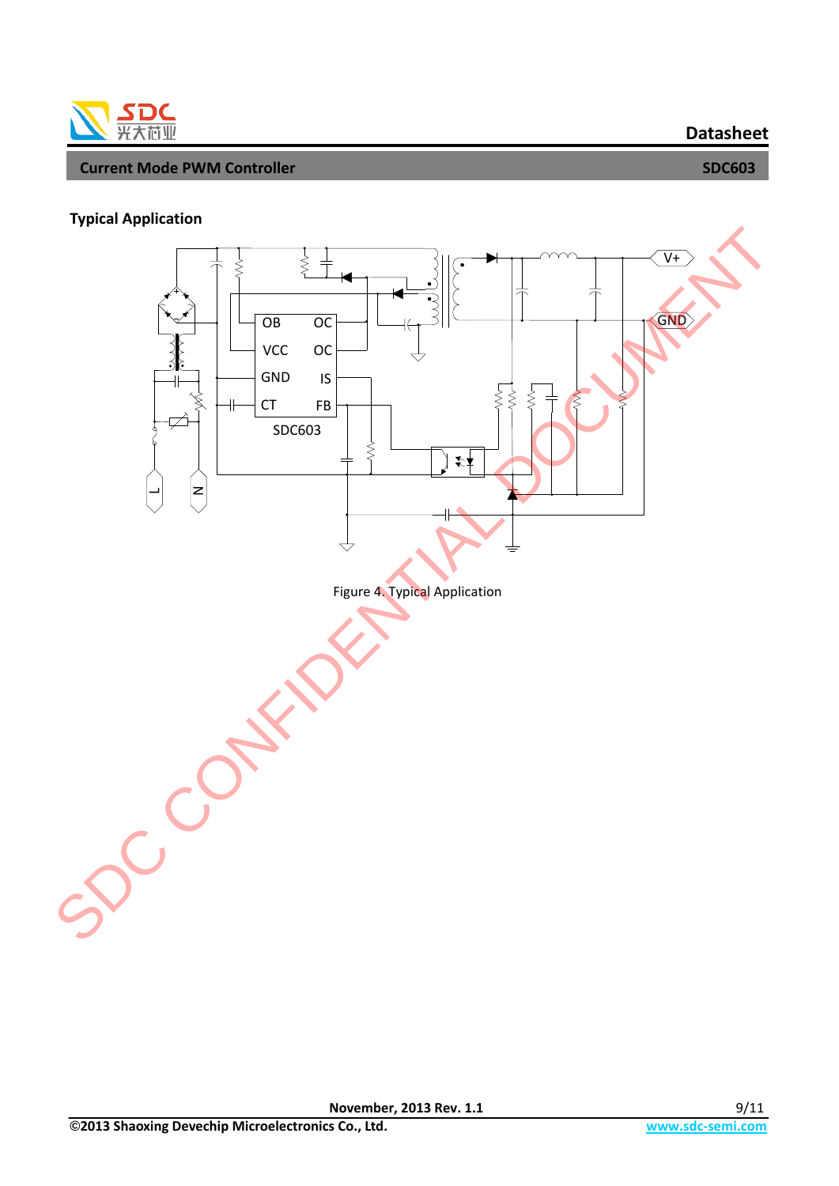## Typical Application

Figure 4. Typical Application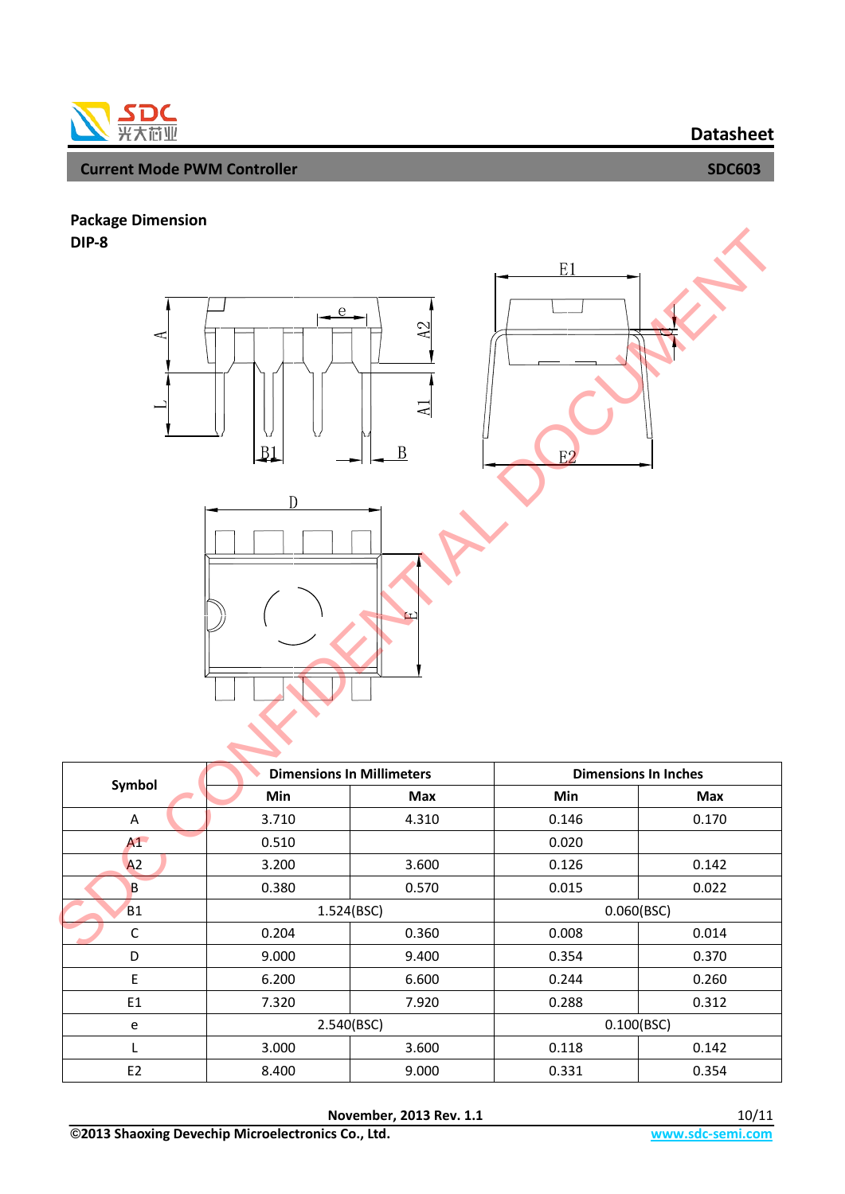## Package Dimension

### DIP-8

| Symbol | Dimensions In Millimeters | | Dimensions In Inches | |
|---|---|---|---|---|
| | Min | Max | Min | Max |
| A | 3.710 | 4.310 | 0.146 | 0.170 |
| A1 | 0.510 | | 0.020 | |
| A2 | 3.200 | 3.600 | 0.126 | 0.142 |
| B | 0.380 | 0.570 | 0.015 | 0.022 |
| B1 | 1.524(BSC) | | 0.060(BSC) | |
| C | 0.204 | 0.360 | 0.008 | 0.014 |
| D | 9.000 | 9.400 | 0.354 | 0.370 |
| E | 6.200 | 6.600 | 0.244 | 0.260 |
| E1 | 7.320 | 7.920 | 0.288 | 0.312 |
| e | 2.540(BSC) | | 0.100(BSC) | |
| L | 3.000 | 3.600 | 0.118 | 0.142 |
| E2 | 8.400 | 9.000 | 0.331 | 0.354 |

November, 2013 Rev. 1.1

©2013 Shaoxing Devechip Microelectronics Co., Ltd. www.sdc-semi.com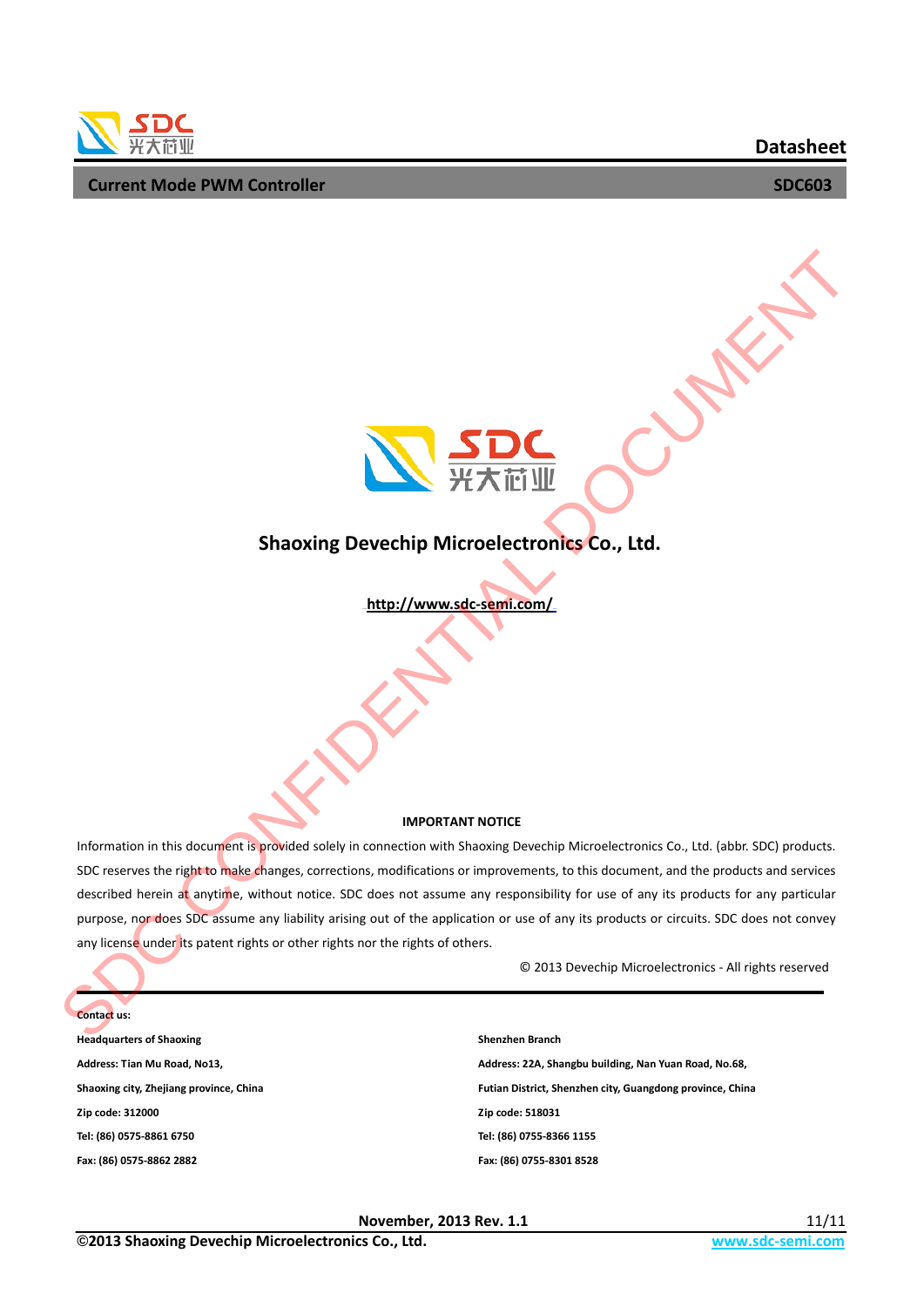**Shaoxing Devechip Microelectronics Co., Ltd.**

http://www.sdc-semi.com/

**IMPORTANT NOTICE**

Information in this document is provided solely in connection with Shaoxing Devechip Microelectronics Co., Ltd. (abbr. SDC) products. SDC reserves the right to make changes, corrections, modifications or improvements, to this document, and the products and services described herein at anytime, without notice. SDC does not assume any responsibility for use of any its products for any particular purpose, nor does SDC assume any liability arising out of the application or use of any its products or circuits. SDC does not convey any license under its patent rights or other rights nor the rights of others.

© 2013 Devechip Microelectronics - All rights reserved

**Contact us:**

**Headquarters of Shaoxing**
**Address: Tian Mu Road, No13,**
**Shaoxing city, Zhejiang province, China**
**Zip code: 312000**
**Tel: (86) 0575-8861 6750**
**Fax: (86) 0575-8862 2882**

**Shenzhen Branch**
**Address: 22A, Shangbu building, Nan Yuan Road, No.68,**
**Futian District, Shenzhen city, Guangdong province, China**
**Zip code: 518031**
**Tel: (86) 0755-8366 1155**
**Fax: (86) 0755-8301 8528**